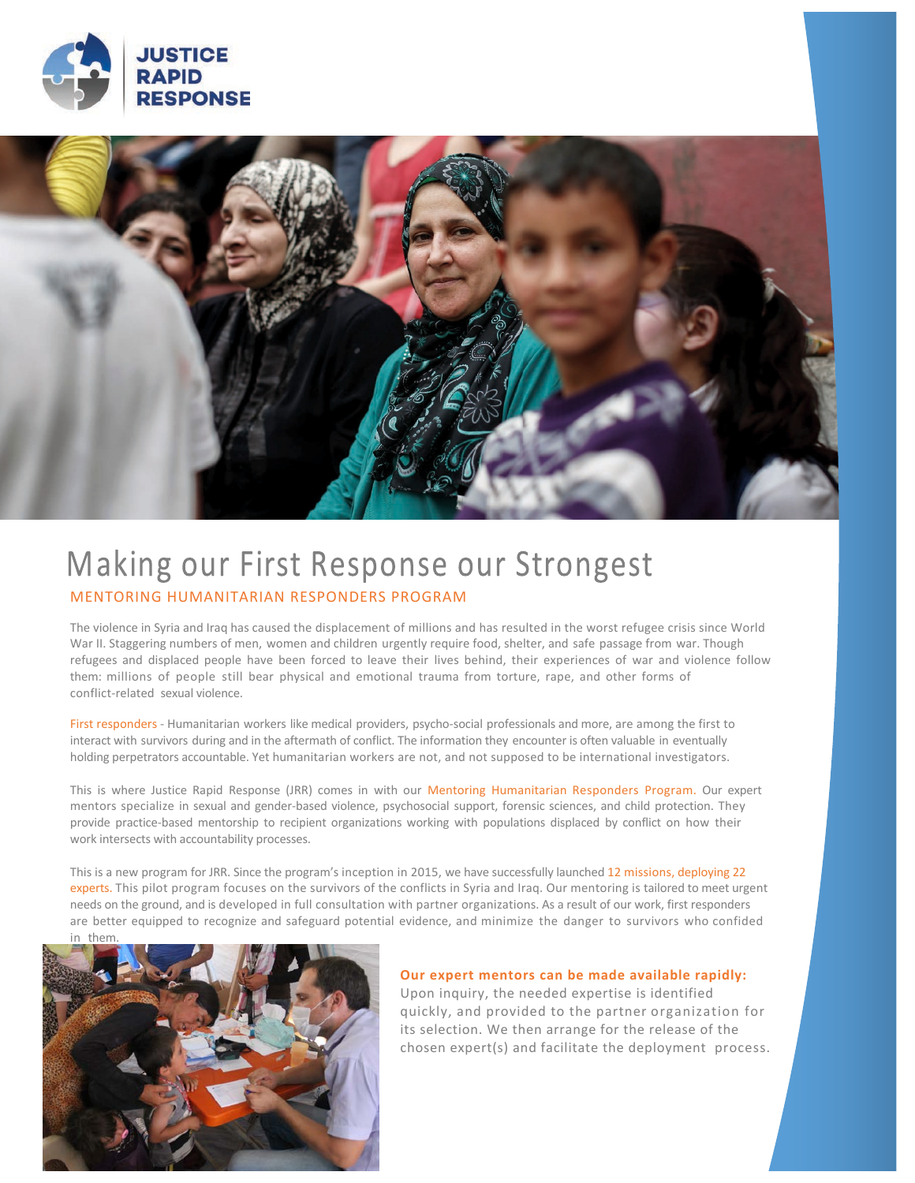JUSTICE RAPID RESPONSE

# Making our First Response our Strongest

## MENTORING HUMANITARIAN RESPONDERS PROGRAM

The violence in Syria and Iraq has caused the displacement of millions and has resulted in the worst refugee crisis since World War II. Staggering numbers of men, women and children urgently require food, shelter, and safe passage from war. Though refugees and displaced people have been forced to leave their lives behind, their experiences of war and violence follow them: millions of people still bear physical and emotional trauma from torture, rape, and other forms of conflict-related sexual violence.

First responders - Humanitarian workers like medical providers, psycho-social professionals and more, are among the first to interact with survivors during and in the aftermath of conflict. The information they encounter is often valuable in eventually holding perpetrators accountable. Yet humanitarian workers are not, and not supposed to be international investigators.

This is where Justice Rapid Response (JRR) comes in with our Mentoring Humanitarian Responders Program. Our expert mentors specialize in sexual and gender-based violence, psychosocial support, forensic sciences, and child protection. They provide practice-based mentorship to recipient organizations working with populations displaced by conflict on how their work intersects with accountability processes.

This is a new program for JRR. Since the program's inception in 2015, we have successfully launched 12 missions, deploying 22 experts. This pilot program focuses on the survivors of the conflicts in Syria and Iraq. Our mentoring is tailored to meet urgent needs on the ground, and is developed in full consultation with partner organizations. As a result of our work, first responders are better equipped to recognize and safeguard potential evidence, and minimize the danger to survivors who confided in them.

**Our expert mentors can be made available rapidly:** Upon inquiry, the needed expertise is identified quickly, and provided to the partner organization for its selection. We then arrange for the release of the chosen expert(s) and facilitate the deployment process.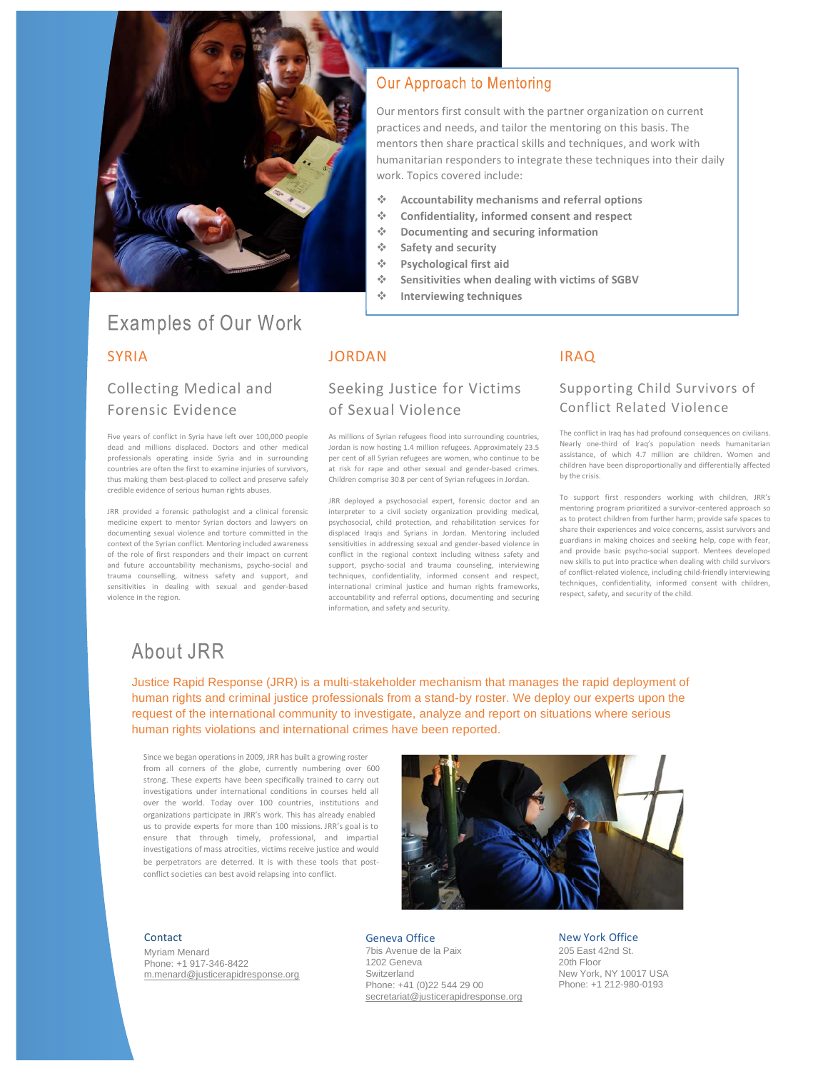## Our Approach to Mentoring

Our mentors first consult with the partner organization on current practices and needs, and tailor the mentoring on this basis. The mentors then share practical skills and techniques, and work with humanitarian responders to integrate these techniques into their daily work. Topics covered include:

- **Accountability mechanisms and referral options**
- **Confidentiality, informed consent and respect**
- **Documenting and securing information**
- **Safety and security**
- **Psychological first aid**
- **Sensitivities when dealing with victims of SGBV**
- **Interviewing techniques**

# Examples of Our Work

## SYRIA

### Collecting Medical and Forensic Evidence

Five years of conflict in Syria have left over 100,000 people dead and millions displaced. Doctors and other medical professionals operating inside Syria and in surrounding countries are often the first to examine injuries of survivors, thus making them best-placed to collect and preserve safely credible evidence of serious human rights abuses.

JRR provided a forensic pathologist and a clinical forensic medicine expert to mentor Syrian doctors and lawyers on documenting sexual violence and torture committed in the context of the Syrian conflict. Mentoring included awareness of the role of first responders and their impact on current and future accountability mechanisms, psycho-social and trauma counselling, witness safety and support, and sensitivities in dealing with sexual and gender-based violence in the region.

## JORDAN

### Seeking Justice for Victims of Sexual Violence

As millions of Syrian refugees flood into surrounding countries, Jordan is now hosting 1.4 million refugees. Approximately 23.5 per cent of all Syrian refugees are women, who continue to be at risk for rape and other sexual and gender-based crimes. Children comprise 30.8 per cent of Syrian refugees in Jordan.

JRR deployed a psychosocial expert, forensic doctor and an interpreter to a civil society organization providing medical, psychosocial, child protection, and rehabilitation services for displaced Iraqis and Syrians in Jordan. Mentoring included sensitivities in addressing sexual and gender-based violence in conflict in the regional context including witness safety and support, psycho-social and trauma counseling, interviewing techniques, confidentiality, informed consent and respect, international criminal justice and human rights frameworks, accountability and referral options, documenting and securing information, and safety and security.

## IRAQ

### Supporting Child Survivors of Conflict Related Violence

The conflict in Iraq has had profound consequences on civilians. Nearly one-third of Iraq's population needs humanitarian assistance, of which 4.7 million are children. Women and children have been disproportionally and differentially affected by the crisis.

To support first responders working with children, JRR's mentoring program prioritized a survivor-centered approach so as to protect children from further harm; provide safe spaces to share their experiences and voice concerns, assist survivors and guardians in making choices and seeking help, cope with fear, and provide basic psycho-social support. Mentees developed new skills to put into practice when dealing with child survivors of conflict-related violence, including child-friendly interviewing techniques, confidentiality, informed consent with children, respect, safety, and security of the child.

# About JRR

Justice Rapid Response (JRR) is a multi-stakeholder mechanism that manages the rapid deployment of human rights and criminal justice professionals from a stand-by roster. We deploy our experts upon the request of the international community to investigate, analyze and report on situations where serious human rights violations and international crimes have been reported.

Since we began operations in 2009, JRR has built a growing roster from all corners of the globe, currently numbering over 600 strong. These experts have been specifically trained to carry out investigations under international conditions in courses held all over the world. Today over 100 countries, institutions and organizations participate in JRR's work. This has already enabled us to provide experts for more than 100 missions. JRR's goal is to ensure that through timely, professional, and impartial investigations of mass atrocities, victims receive justice and would be perpetrators are deterred. It is with these tools that post-conflict societies can best avoid relapsing into conflict.

**Contact**
Myriam Menard
Phone: +1 917-346-8422
m.menard@justicerapidresponse.org

**Geneva Office**
7bis Avenue de la Paix
1202 Geneva
Switzerland
Phone: +41 (0)22 544 29 00
secretariat@justicerapidresponse.org

**New York Office**
205 East 42nd St.
20th Floor
New York, NY 10017 USA
Phone: +1 212-980-0193